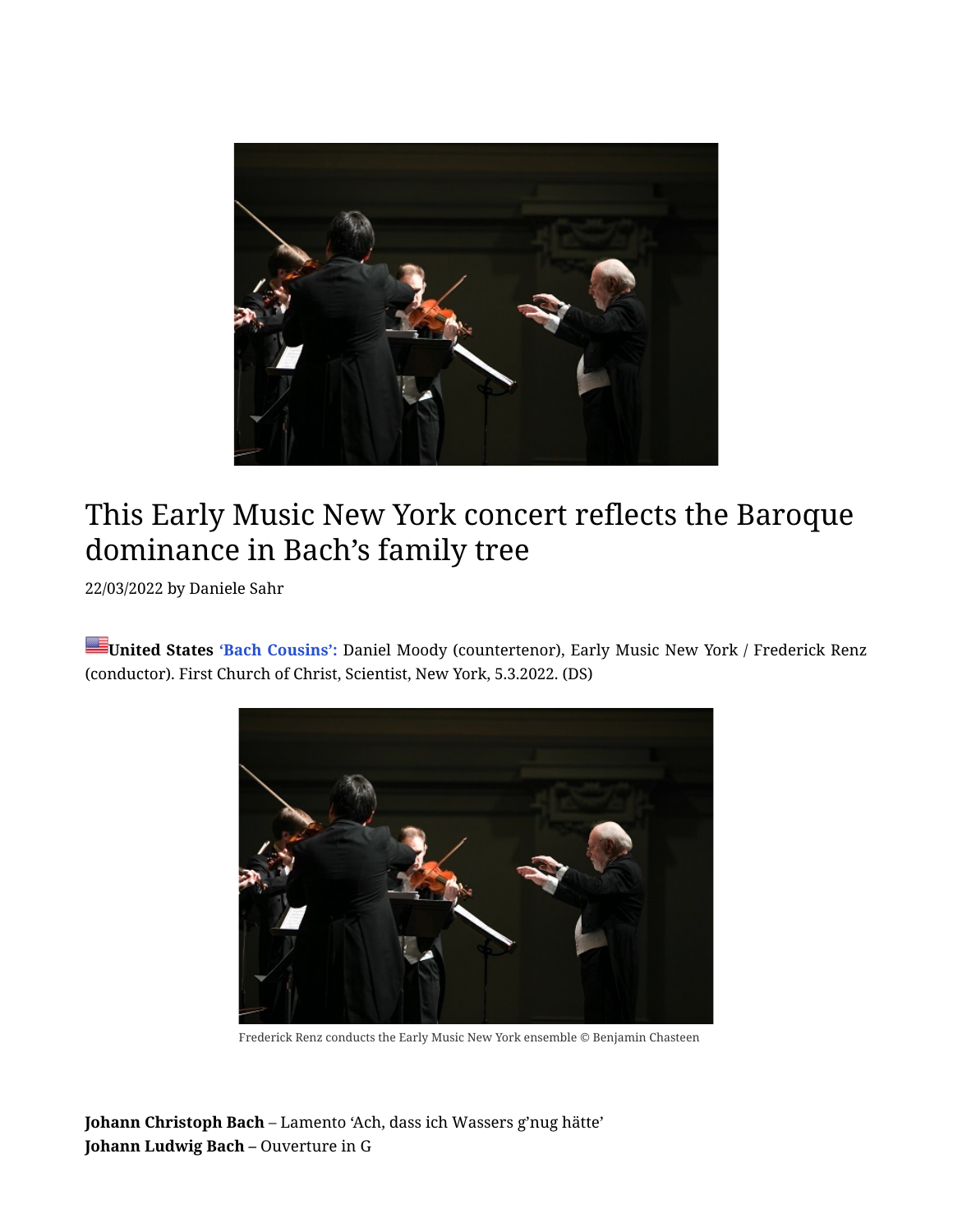# This Early Music New York concert reflects the Baroque dominance in Bach's family tree

22/03/2022 by Daniele Sahr

**United States** **'Bach Cousins':** Daniel Moody (countertenor), Early Music New York / Frederick Renz (conductor). First Church of Christ, Scientist, New York, 5.3.2022. (DS)

Frederick Renz conducts the Early Music New York ensemble © Benjamin Chasteen

**Johann Christoph Bach** – Lamento 'Ach, dass ich Wassers g'nug hätte'
**Johann Ludwig Bach** – Ouverture in G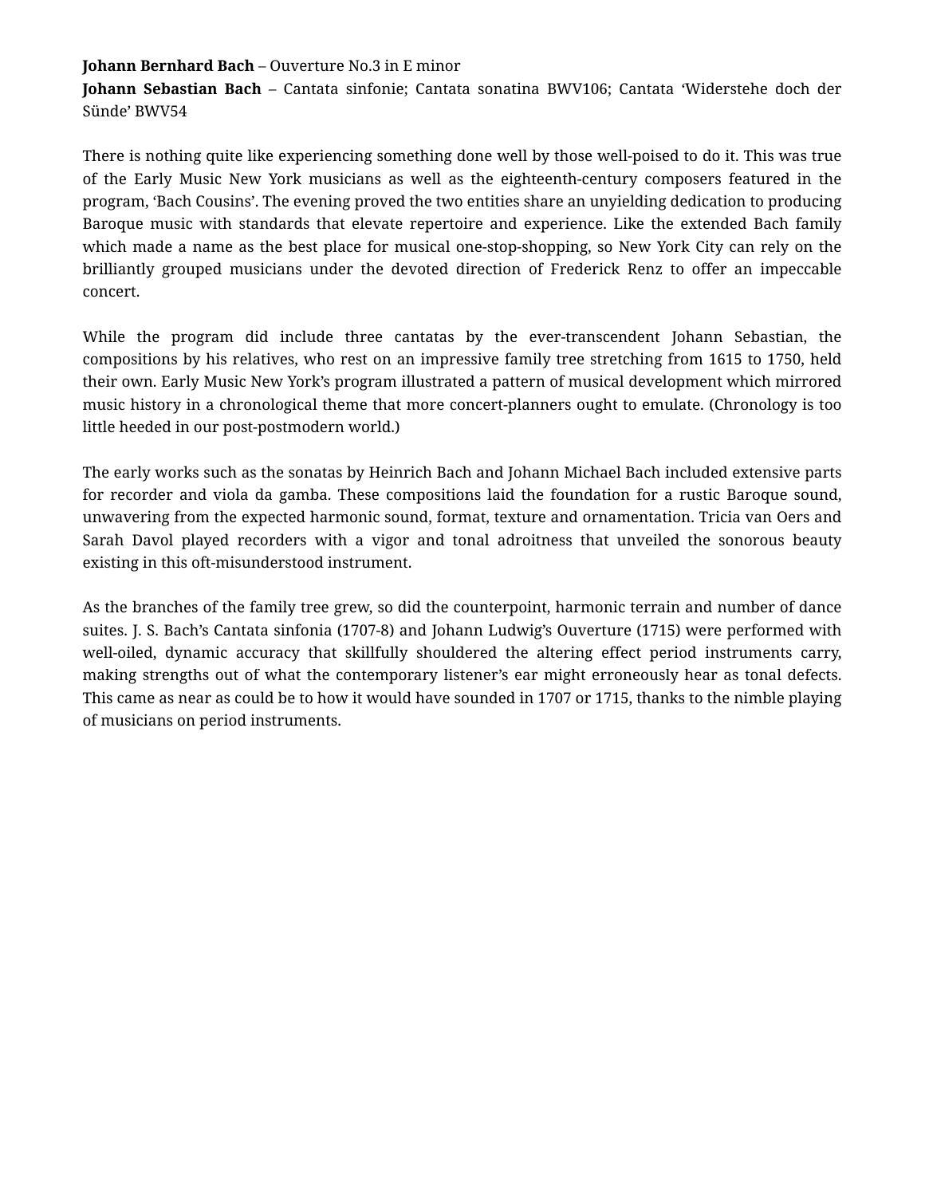**Johann Bernhard Bach** – Ouverture No.3 in E minor
**Johann Sebastian Bach** – Cantata sinfonie; Cantata sonatina BWV106; Cantata 'Widerstehe doch der Sünde' BWV54

There is nothing quite like experiencing something done well by those well-poised to do it. This was true of the Early Music New York musicians as well as the eighteenth-century composers featured in the program, 'Bach Cousins'. The evening proved the two entities share an unyielding dedication to producing Baroque music with standards that elevate repertoire and experience. Like the extended Bach family which made a name as the best place for musical one-stop-shopping, so New York City can rely on the brilliantly grouped musicians under the devoted direction of Frederick Renz to offer an impeccable concert.

While the program did include three cantatas by the ever-transcendent Johann Sebastian, the compositions by his relatives, who rest on an impressive family tree stretching from 1615 to 1750, held their own. Early Music New York's program illustrated a pattern of musical development which mirrored music history in a chronological theme that more concert-planners ought to emulate. (Chronology is too little heeded in our post-postmodern world.)

The early works such as the sonatas by Heinrich Bach and Johann Michael Bach included extensive parts for recorder and viola da gamba. These compositions laid the foundation for a rustic Baroque sound, unwavering from the expected harmonic sound, format, texture and ornamentation. Tricia van Oers and Sarah Davol played recorders with a vigor and tonal adroitness that unveiled the sonorous beauty existing in this oft-misunderstood instrument.

As the branches of the family tree grew, so did the counterpoint, harmonic terrain and number of dance suites. J. S. Bach's Cantata sinfonia (1707-8) and Johann Ludwig's Ouverture (1715) were performed with well-oiled, dynamic accuracy that skillfully shouldered the altering effect period instruments carry, making strengths out of what the contemporary listener's ear might erroneously hear as tonal defects. This came as near as could be to how it would have sounded in 1707 or 1715, thanks to the nimble playing of musicians on period instruments.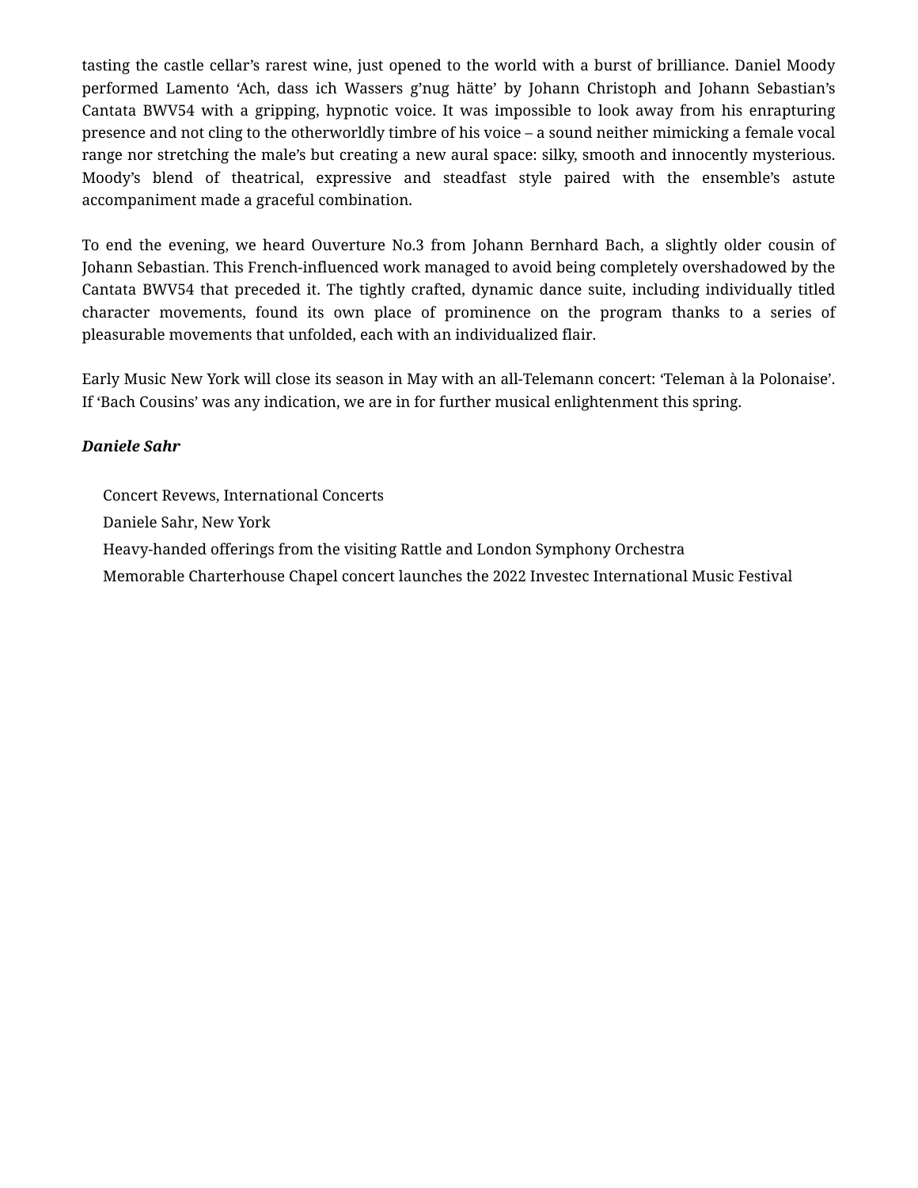tasting the castle cellar's rarest wine, just opened to the world with a burst of brilliance. Daniel Moody performed Lamento 'Ach, dass ich Wassers g'nug hätte' by Johann Christoph and Johann Sebastian's Cantata BWV54 with a gripping, hypnotic voice. It was impossible to look away from his enrapturing presence and not cling to the otherworldly timbre of his voice – a sound neither mimicking a female vocal range nor stretching the male's but creating a new aural space: silky, smooth and innocently mysterious. Moody's blend of theatrical, expressive and steadfast style paired with the ensemble's astute accompaniment made a graceful combination.

To end the evening, we heard Ouverture No.3 from Johann Bernhard Bach, a slightly older cousin of Johann Sebastian. This French-influenced work managed to avoid being completely overshadowed by the Cantata BWV54 that preceded it. The tightly crafted, dynamic dance suite, including individually titled character movements, found its own place of prominence on the program thanks to a series of pleasurable movements that unfolded, each with an individualized flair.

Early Music New York will close its season in May with an all-Telemann concert: 'Teleman à la Polonaise'. If 'Bach Cousins' was any indication, we are in for further musical enlightenment this spring.

***Daniele Sahr***

Concert Revews, International Concerts

Daniele Sahr, New York

Heavy-handed offerings from the visiting Rattle and London Symphony Orchestra

Memorable Charterhouse Chapel concert launches the 2022 Investec International Music Festival